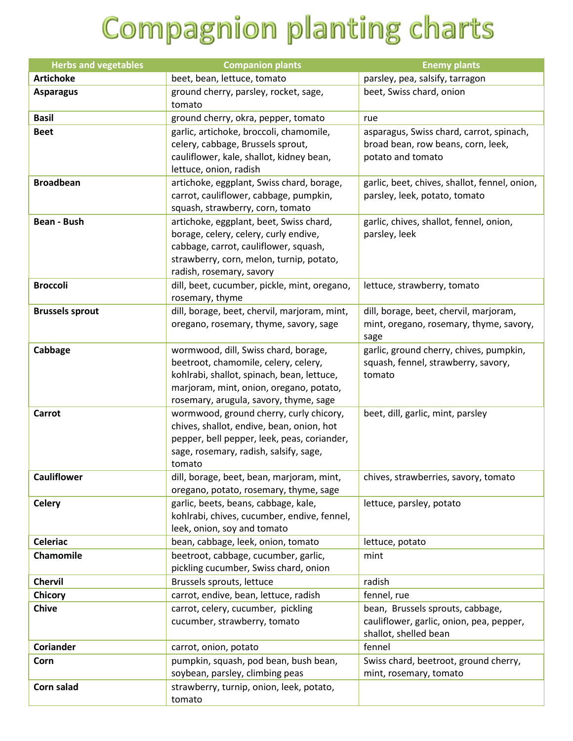# Compagnion planting charts

| Herbs and vegetables | Companion plants | Enemy plants |
|---|---|---|
| **Artichoke** | beet, bean, lettuce, tomato | parsley, pea, salsify, tarragon |
| **Asparagus** | ground cherry, parsley, rocket, sage, tomato | beet, Swiss chard, onion |
| **Basil** | ground cherry, okra, pepper, tomato | rue |
| **Beet** | garlic, artichoke, broccoli, chamomile, celery, cabbage, Brussels sprout, cauliflower, kale, shallot, kidney bean, lettuce, onion, radish | asparagus, Swiss chard, carrot, spinach, broad bean, row beans, corn, leek, potato and tomato |
| **Broadbean** | artichoke, eggplant, Swiss chard, borage, carrot, cauliflower, cabbage, pumpkin, squash, strawberry, corn, tomato | garlic, beet, chives, shallot, fennel, onion, parsley, leek, potato, tomato |
| **Bean - Bush** | artichoke, eggplant, beet, Swiss chard, borage, celery, celery, curly endive, cabbage, carrot, cauliflower, squash, strawberry, corn, melon, turnip, potato, radish, rosemary, savory | garlic, chives, shallot, fennel, onion, parsley, leek |
| **Broccoli** | dill, beet, cucumber, pickle, mint, oregano, rosemary, thyme | lettuce, strawberry, tomato |
| **Brussels sprout** | dill, borage, beet, chervil, marjoram, mint, oregano, rosemary, thyme, savory, sage | dill, borage, beet, chervil, marjoram, mint, oregano, rosemary, thyme, savory, sage |
| **Cabbage** | wormwood, dill, Swiss chard, borage, beetroot, chamomile, celery, celery, kohlrabi, shallot, spinach, bean, lettuce, marjoram, mint, onion, oregano, potato, rosemary, arugula, savory, thyme, sage | garlic, ground cherry, chives, pumpkin, squash, fennel, strawberry, savory, tomato |
| **Carrot** | wormwood, ground cherry, curly chicory, chives, shallot, endive, bean, onion, hot pepper, bell pepper, leek, peas, coriander, sage, rosemary, radish, salsify, sage, tomato | beet, dill, garlic, mint, parsley |
| **Cauliflower** | dill, borage, beet, bean, marjoram, mint, oregano, potato, rosemary, thyme, sage | chives, strawberries, savory, tomato |
| **Celery** | garlic, beets, beans, cabbage, kale, kohlrabi, chives, cucumber, endive, fennel, leek, onion, soy and tomato | lettuce, parsley, potato |
| **Celeriac** | bean, cabbage, leek, onion, tomato | lettuce, potato |
| **Chamomile** | beetroot, cabbage, cucumber, garlic, pickling cucumber, Swiss chard, onion | mint |
| **Chervil** | Brussels sprouts, lettuce | radish |
| **Chicory** | carrot, endive, bean, lettuce, radish | fennel, rue |
| **Chive** | carrot, celery, cucumber, pickling cucumber, strawberry, tomato | bean, Brussels sprouts, cabbage, cauliflower, garlic, onion, pea, pepper, shallot, shelled bean |
| **Coriander** | carrot, onion, potato | fennel |
| **Corn** | pumpkin, squash, pod bean, bush bean, soybean, parsley, climbing peas | Swiss chard, beetroot, ground cherry, mint, rosemary, tomato |
| **Corn salad** | strawberry, turnip, onion, leek, potato, tomato | |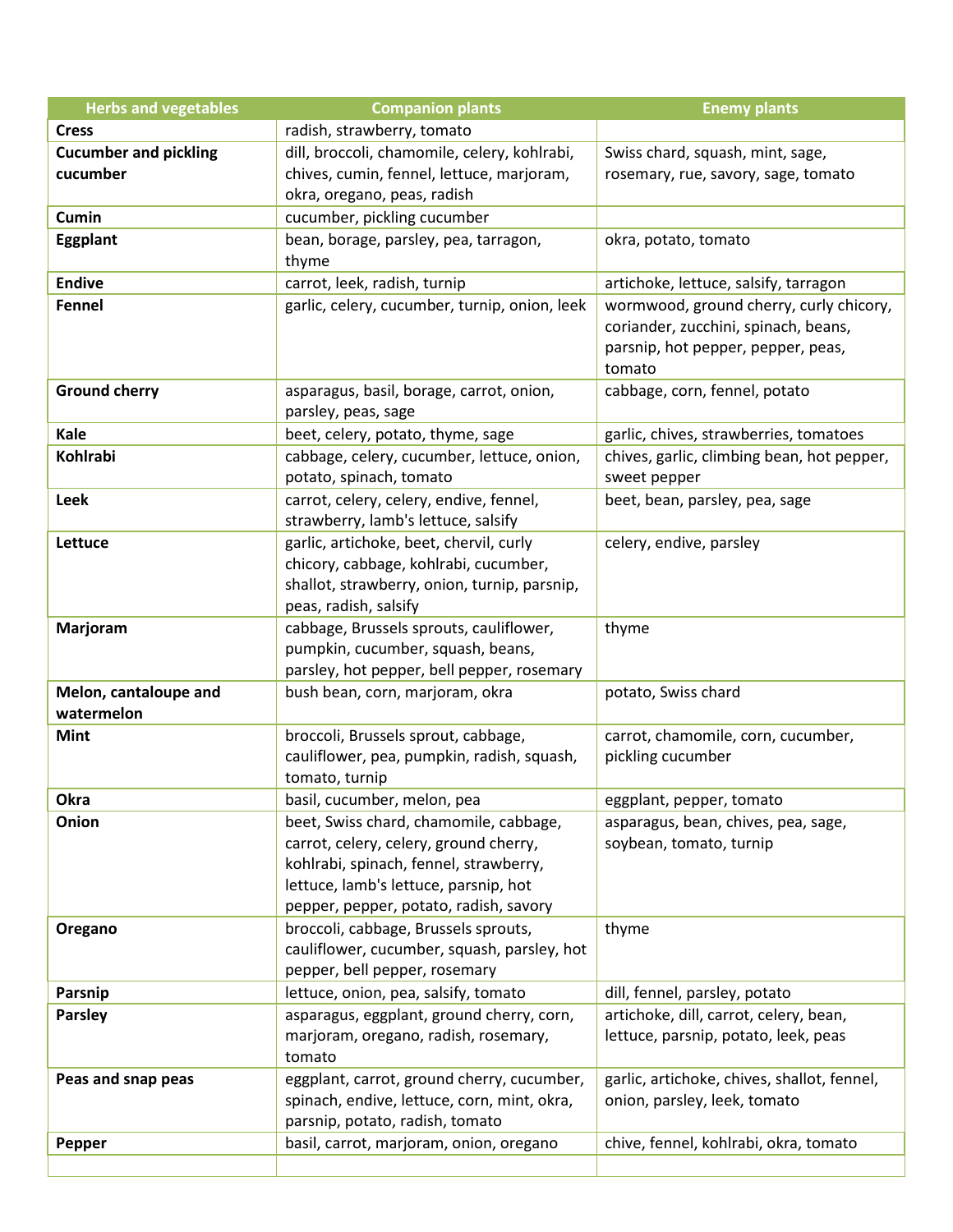| Herbs and vegetables | Companion plants | Enemy plants |
|---|---|---|
| **Cress** | radish, strawberry, tomato | |
| **Cucumber and pickling cucumber** | dill, broccoli, chamomile, celery, kohlrabi, chives, cumin, fennel, lettuce, marjoram, okra, oregano, peas, radish | Swiss chard, squash, mint, sage, rosemary, rue, savory, sage, tomato |
| **Cumin** | cucumber, pickling cucumber | |
| **Eggplant** | bean, borage, parsley, pea, tarragon, thyme | okra, potato, tomato |
| **Endive** | carrot, leek, radish, turnip | artichoke, lettuce, salsify, tarragon |
| **Fennel** | garlic, celery, cucumber, turnip, onion, leek | wormwood, ground cherry, curly chicory, coriander, zucchini, spinach, beans, parsnip, hot pepper, pepper, peas, tomato |
| **Ground cherry** | asparagus, basil, borage, carrot, onion, parsley, peas, sage | cabbage, corn, fennel, potato |
| **Kale** | beet, celery, potato, thyme, sage | garlic, chives, strawberries, tomatoes |
| **Kohlrabi** | cabbage, celery, cucumber, lettuce, onion, potato, spinach, tomato | chives, garlic, climbing bean, hot pepper, sweet pepper |
| **Leek** | carrot, celery, celery, endive, fennel, strawberry, lamb's lettuce, salsify | beet, bean, parsley, pea, sage |
| **Lettuce** | garlic, artichoke, beet, chervil, curly chicory, cabbage, kohlrabi, cucumber, shallot, strawberry, onion, turnip, parsnip, peas, radish, salsify | celery, endive, parsley |
| **Marjoram** | cabbage, Brussels sprouts, cauliflower, pumpkin, cucumber, squash, beans, parsley, hot pepper, bell pepper, rosemary | thyme |
| **Melon, cantaloupe and watermelon** | bush bean, corn, marjoram, okra | potato, Swiss chard |
| **Mint** | broccoli, Brussels sprout, cabbage, cauliflower, pea, pumpkin, radish, squash, tomato, turnip | carrot, chamomile, corn, cucumber, pickling cucumber |
| **Okra** | basil, cucumber, melon, pea | eggplant, pepper, tomato |
| **Onion** | beet, Swiss chard, chamomile, cabbage, carrot, celery, celery, ground cherry, kohlrabi, spinach, fennel, strawberry, lettuce, lamb's lettuce, parsnip, hot pepper, pepper, potato, radish, savory | asparagus, bean, chives, pea, sage, soybean, tomato, turnip |
| **Oregano** | broccoli, cabbage, Brussels sprouts, cauliflower, cucumber, squash, parsley, hot pepper, bell pepper, rosemary | thyme |
| **Parsnip** | lettuce, onion, pea, salsify, tomato | dill, fennel, parsley, potato |
| **Parsley** | asparagus, eggplant, ground cherry, corn, marjoram, oregano, radish, rosemary, tomato | artichoke, dill, carrot, celery, bean, lettuce, parsnip, potato, leek, peas |
| **Peas and snap peas** | eggplant, carrot, ground cherry, cucumber, spinach, endive, lettuce, corn, mint, okra, parsnip, potato, radish, tomato | garlic, artichoke, chives, shallot, fennel, onion, parsley, leek, tomato |
| **Pepper** | basil, carrot, marjoram, onion, oregano | chive, fennel, kohlrabi, okra, tomato |
| | | |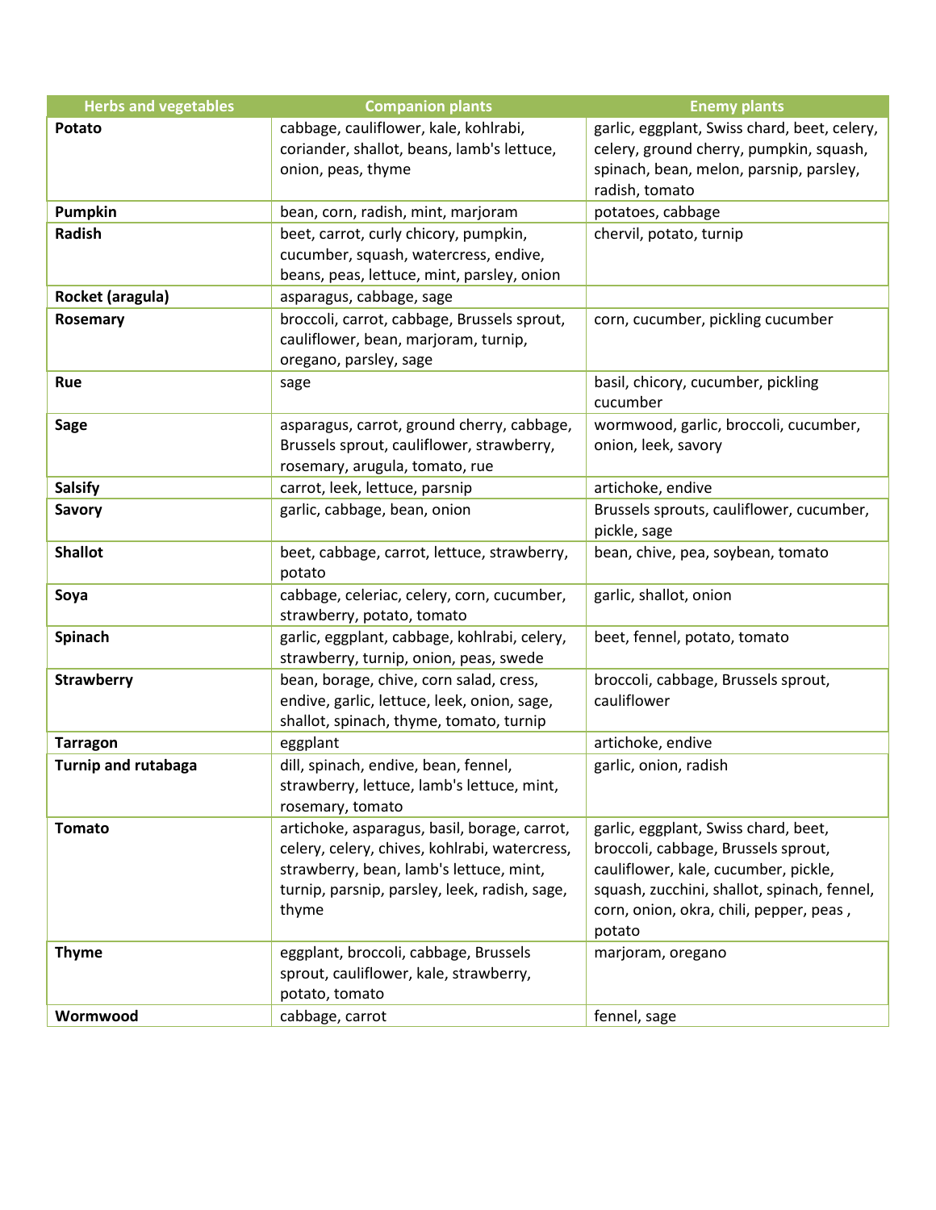| Herbs and vegetables | Companion plants | Enemy plants |
| --- | --- | --- |
| **Potato** | cabbage, cauliflower, kale, kohlrabi, coriander, shallot, beans, lamb's lettuce, onion, peas, thyme | garlic, eggplant, Swiss chard, beet, celery, celery, ground cherry, pumpkin, squash, spinach, bean, melon, parsnip, parsley, radish, tomato |
| **Pumpkin** | bean, corn, radish, mint, marjoram | potatoes, cabbage |
| **Radish** | beet, carrot, curly chicory, pumpkin, cucumber, squash, watercress, endive, beans, peas, lettuce, mint, parsley, onion | chervil, potato, turnip |
| **Rocket (aragula)** | asparagus, cabbage, sage | |
| **Rosemary** | broccoli, carrot, cabbage, Brussels sprout, cauliflower, bean, marjoram, turnip, oregano, parsley, sage | corn, cucumber, pickling cucumber |
| **Rue** | sage | basil, chicory, cucumber, pickling cucumber |
| **Sage** | asparagus, carrot, ground cherry, cabbage, Brussels sprout, cauliflower, strawberry, rosemary, arugula, tomato, rue | wormwood, garlic, broccoli, cucumber, onion, leek, savory |
| **Salsify** | carrot, leek, lettuce, parsnip | artichoke, endive |
| **Savory** | garlic, cabbage, bean, onion | Brussels sprouts, cauliflower, cucumber, pickle, sage |
| **Shallot** | beet, cabbage, carrot, lettuce, strawberry, potato | bean, chive, pea, soybean, tomato |
| **Soya** | cabbage, celeriac, celery, corn, cucumber, strawberry, potato, tomato | garlic, shallot, onion |
| **Spinach** | garlic, eggplant, cabbage, kohlrabi, celery, strawberry, turnip, onion, peas, swede | beet, fennel, potato, tomato |
| **Strawberry** | bean, borage, chive, corn salad, cress, endive, garlic, lettuce, leek, onion, sage, shallot, spinach, thyme, tomato, turnip | broccoli, cabbage, Brussels sprout, cauliflower |
| **Tarragon** | eggplant | artichoke, endive |
| **Turnip and rutabaga** | dill, spinach, endive, bean, fennel, strawberry, lettuce, lamb's lettuce, mint, rosemary, tomato | garlic, onion, radish |
| **Tomato** | artichoke, asparagus, basil, borage, carrot, celery, celery, chives, kohlrabi, watercress, strawberry, bean, lamb's lettuce, mint, turnip, parsnip, parsley, leek, radish, sage, thyme | garlic, eggplant, Swiss chard, beet, broccoli, cabbage, Brussels sprout, cauliflower, kale, cucumber, pickle, squash, zucchini, shallot, spinach, fennel, corn, onion, okra, chili, pepper, peas , potato |
| **Thyme** | eggplant, broccoli, cabbage, Brussels sprout, cauliflower, kale, strawberry, potato, tomato | marjoram, oregano |
| **Wormwood** | cabbage, carrot | fennel, sage |